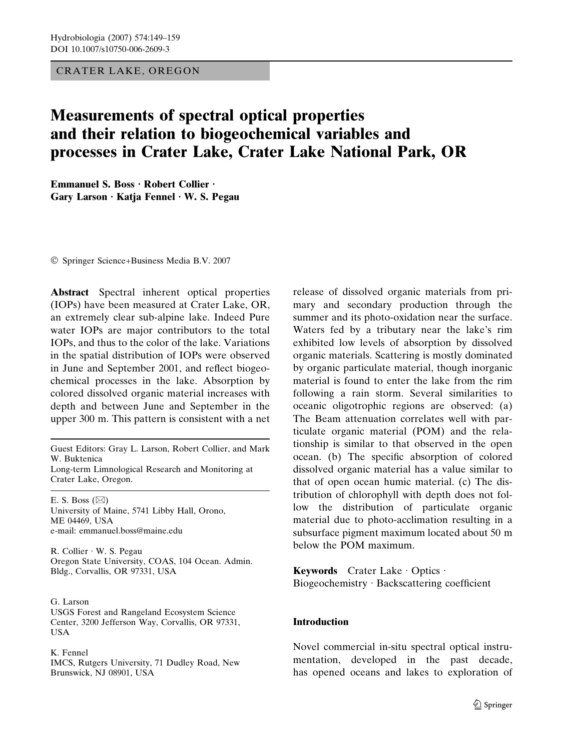CRATER LAKE, OREGON

# Measurements of spectral optical properties and their relation to biogeochemical variables and processes in Crater Lake, Crater Lake National Park, OR

**Emmanuel S. Boss · Robert Collier · Gary Larson · Katja Fennel · W. S. Pegau**

© Springer Science+Business Media B.V. 2007

**Abstract** Spectral inherent optical properties (IOPs) have been measured at Crater Lake, OR, an extremely clear sub-alpine lake. Indeed Pure water IOPs are major contributors to the total IOPs, and thus to the color of the lake. Variations in the spatial distribution of IOPs were observed in June and September 2001, and reflect biogeochemical processes in the lake. Absorption by colored dissolved organic material increases with depth and between June and September in the upper 300 m. This pattern is consistent with a net release of dissolved organic materials from primary and secondary production through the summer and its photo-oxidation near the surface. Waters fed by a tributary near the lake's rim exhibited low levels of absorption by dissolved organic materials. Scattering is mostly dominated by organic particulate material, though inorganic material is found to enter the lake from the rim following a rain storm. Several similarities to oceanic oligotrophic regions are observed: (a) The Beam attenuation correlates well with particulate organic material (POM) and the relationship is similar to that observed in the open ocean. (b) The specific absorption of colored dissolved organic material has a value similar to that of open ocean humic material. (c) The distribution of chlorophyll with depth does not follow the distribution of particulate organic material due to photo-acclimation resulting in a subsurface pigment maximum located about 50 m below the POM maximum.

**Keywords** Crater Lake · Optics · Biogeochemistry · Backscattering coefficient

Guest Editors: Gary L. Larson, Robert Collier, and Mark W. Buktenica
Long-term Limnological Research and Monitoring at Crater Lake, Oregon.

E. S. Boss (✉)
University of Maine, 5741 Libby Hall, Orono, ME 04469, USA
e-mail: emmanuel.boss@maine.edu

R. Collier · W. S. Pegau
Oregon State University, COAS, 104 Ocean. Admin. Bldg., Corvallis, OR 97331, USA

G. Larson
USGS Forest and Rangeland Ecosystem Science Center, 3200 Jefferson Way, Corvallis, OR 97331, USA

K. Fennel
IMCS, Rutgers University, 71 Dudley Road, New Brunswick, NJ 08901, USA

## Introduction

Novel commercial in-situ spectral optical instrumentation, developed in the past decade, has opened oceans and lakes to exploration of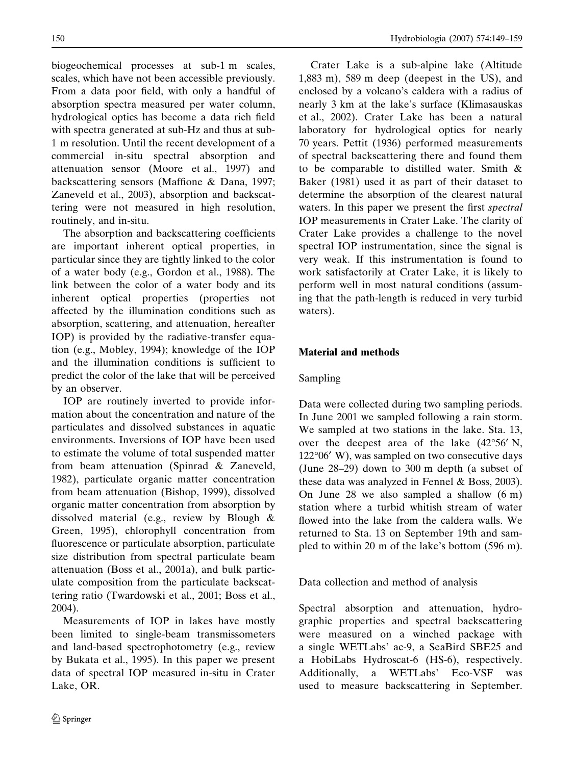biogeochemical processes at sub-1 m scales, scales, which have not been accessible previously. From a data poor field, with only a handful of absorption spectra measured per water column, hydrological optics has become a data rich field with spectra generated at sub-Hz and thus at sub-1 m resolution. Until the recent development of a commercial in-situ spectral absorption and attenuation sensor (Moore et al., 1997) and backscattering sensors (Maffione & Dana, 1997; Zaneveld et al., 2003), absorption and backscattering were not measured in high resolution, routinely, and in-situ.

The absorption and backscattering coefficients are important inherent optical properties, in particular since they are tightly linked to the color of a water body (e.g., Gordon et al., 1988). The link between the color of a water body and its inherent optical properties (properties not affected by the illumination conditions such as absorption, scattering, and attenuation, hereafter IOP) is provided by the radiative-transfer equation (e.g., Mobley, 1994); knowledge of the IOP and the illumination conditions is sufficient to predict the color of the lake that will be perceived by an observer.

IOP are routinely inverted to provide information about the concentration and nature of the particulates and dissolved substances in aquatic environments. Inversions of IOP have been used to estimate the volume of total suspended matter from beam attenuation (Spinrad & Zaneveld, 1982), particulate organic matter concentration from beam attenuation (Bishop, 1999), dissolved organic matter concentration from absorption by dissolved material (e.g., review by Blough & Green, 1995), chlorophyll concentration from fluorescence or particulate absorption, particulate size distribution from spectral particulate beam attenuation (Boss et al., 2001a), and bulk particulate composition from the particulate backscattering ratio (Twardowski et al., 2001; Boss et al., 2004).

Measurements of IOP in lakes have mostly been limited to single-beam transmissometers and land-based spectrophotometry (e.g., review by Bukata et al., 1995). In this paper we present data of spectral IOP measured in-situ in Crater Lake, OR.

Crater Lake is a sub-alpine lake (Altitude 1,883 m), 589 m deep (deepest in the US), and enclosed by a volcano's caldera with a radius of nearly 3 km at the lake's surface (Klimasauskas et al., 2002). Crater Lake has been a natural laboratory for hydrological optics for nearly 70 years. Pettit (1936) performed measurements of spectral backscattering there and found them to be comparable to distilled water. Smith & Baker (1981) used it as part of their dataset to determine the absorption of the clearest natural waters. In this paper we present the first *spectral* IOP measurements in Crater Lake. The clarity of Crater Lake provides a challenge to the novel spectral IOP instrumentation, since the signal is very weak. If this instrumentation is found to work satisfactorily at Crater Lake, it is likely to perform well in most natural conditions (assuming that the path-length is reduced in very turbid waters).

## Material and methods

### Sampling

Data were collected during two sampling periods. In June 2001 we sampled following a rain storm. We sampled at two stations in the lake. Sta. 13, over the deepest area of the lake (42°56′ N, 122°06′ W), was sampled on two consecutive days (June 28–29) down to 300 m depth (a subset of these data was analyzed in Fennel & Boss, 2003). On June 28 we also sampled a shallow (6 m) station where a turbid whitish stream of water flowed into the lake from the caldera walls. We returned to Sta. 13 on September 19th and sampled to within 20 m of the lake's bottom (596 m).

### Data collection and method of analysis

Spectral absorption and attenuation, hydrographic properties and spectral backscattering were measured on a winched package with a single WETLabs' ac-9, a SeaBird SBE25 and a HobiLabs Hydroscat-6 (HS-6), respectively. Additionally, a WETLabs' Eco-VSF was used to measure backscattering in September.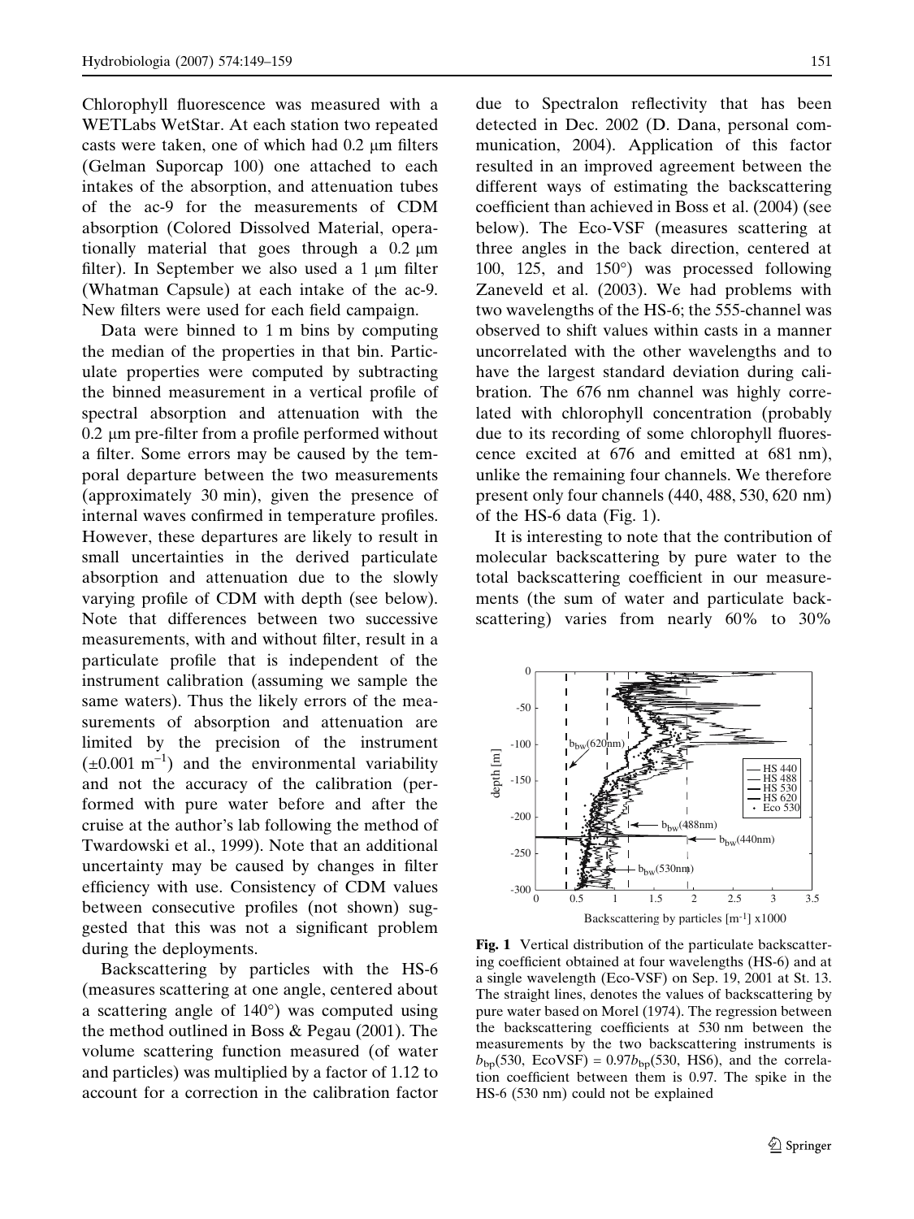Chlorophyll fluorescence was measured with a WETLabs WetStar. At each station two repeated casts were taken, one of which had 0.2 μm filters (Gelman Suporcap 100) one attached to each intakes of the absorption, and attenuation tubes of the ac-9 for the measurements of CDM absorption (Colored Dissolved Material, operationally material that goes through a 0.2 μm filter). In September we also used a 1 μm filter (Whatman Capsule) at each intake of the ac-9. New filters were used for each field campaign.

Data were binned to 1 m bins by computing the median of the properties in that bin. Particulate properties were computed by subtracting the binned measurement in a vertical profile of spectral absorption and attenuation with the 0.2 μm pre-filter from a profile performed without a filter. Some errors may be caused by the temporal departure between the two measurements (approximately 30 min), given the presence of internal waves confirmed in temperature profiles. However, these departures are likely to result in small uncertainties in the derived particulate absorption and attenuation due to the slowly varying profile of CDM with depth (see below). Note that differences between two successive measurements, with and without filter, result in a particulate profile that is independent of the instrument calibration (assuming we sample the same waters). Thus the likely errors of the measurements of absorption and attenuation are limited by the precision of the instrument ($\pm 0.001\ m^{-1}$) and the environmental variability and not the accuracy of the calibration (performed with pure water before and after the cruise at the author's lab following the method of Twardowski et al., 1999). Note that an additional uncertainty may be caused by changes in filter efficiency with use. Consistency of CDM values between consecutive profiles (not shown) suggested that this was not a significant problem during the deployments.

Backscattering by particles with the HS-6 (measures scattering at one angle, centered about a scattering angle of 140°) was computed using the method outlined in Boss & Pegau (2001). The volume scattering function measured (of water and particles) was multiplied by a factor of 1.12 to account for a correction in the calibration factor due to Spectralon reflectivity that has been detected in Dec. 2002 (D. Dana, personal communication, 2004). Application of this factor resulted in an improved agreement between the different ways of estimating the backscattering coefficient than achieved in Boss et al. (2004) (see below). The Eco-VSF (measures scattering at three angles in the back direction, centered at 100, 125, and 150°) was processed following Zaneveld et al. (2003). We had problems with two wavelengths of the HS-6; the 555-channel was observed to shift values within casts in a manner uncorrelated with the other wavelengths and to have the largest standard deviation during calibration. The 676 nm channel was highly correlated with chlorophyll concentration (probably due to its recording of some chlorophyll fluorescence excited at 676 and emitted at 681 nm), unlike the remaining four channels. We therefore present only four channels (440, 488, 530, 620 nm) of the HS-6 data (Fig. 1).

It is interesting to note that the contribution of molecular backscattering by pure water to the total backscattering coefficient in our measurements (the sum of water and particulate backscattering) varies from nearly 60% to 30%

**Fig. 1** Vertical distribution of the particulate backscattering coefficient obtained at four wavelengths (HS-6) and at a single wavelength (Eco-VSF) on Sep. 19, 2001 at St. 13. The straight lines, denotes the values of backscattering by pure water based on Morel (1974). The regression between the backscattering coefficients at 530 nm between the measurements by the two backscattering instruments is $b_{bp}(530, \text{EcoVSF}) = 0.97 b_{bp}(530, \text{HS6})$, and the correlation coefficient between them is 0.97. The spike in the HS-6 (530 nm) could not be explained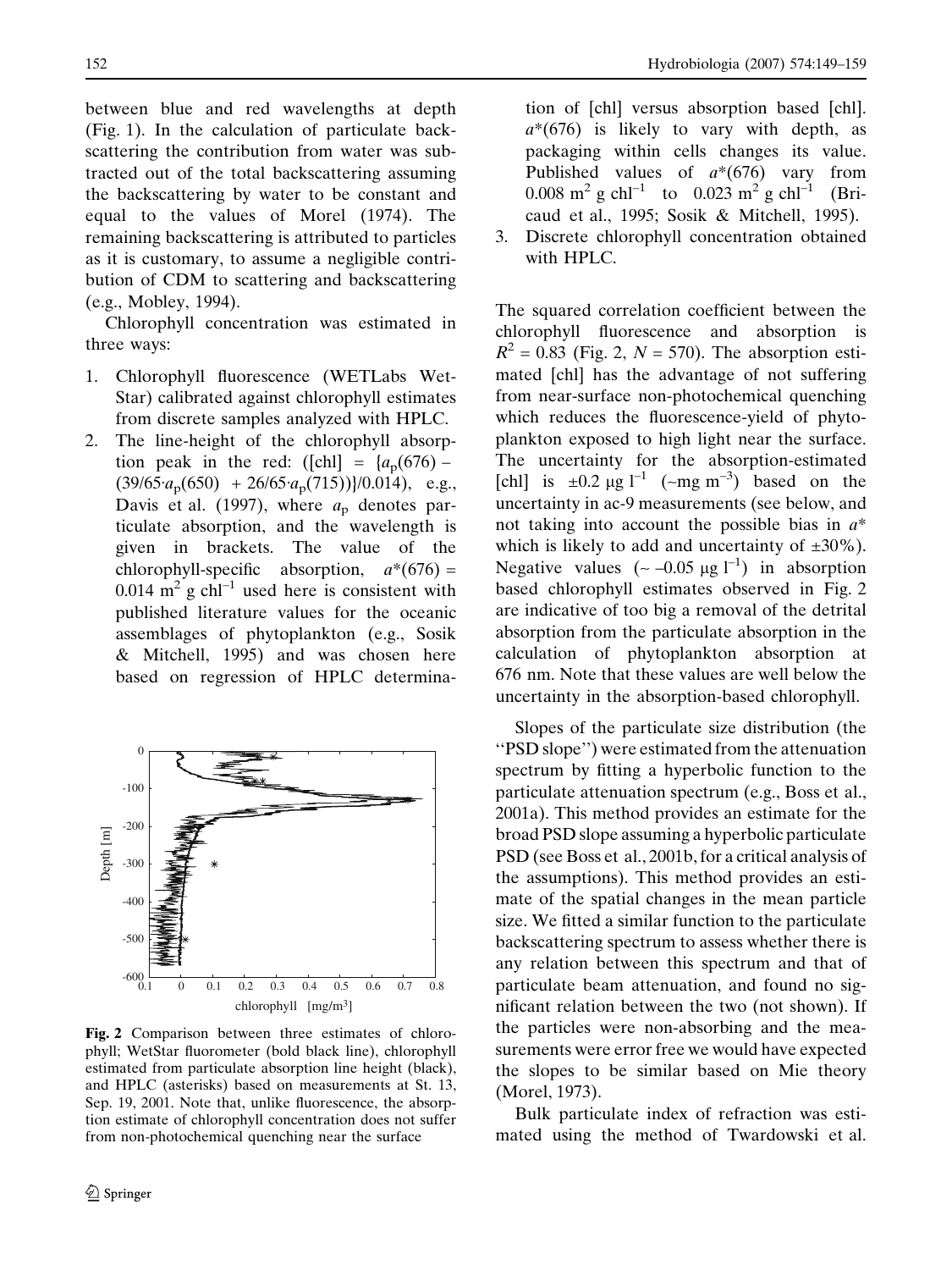between blue and red wavelengths at depth (Fig. 1). In the calculation of particulate backscattering the contribution from water was subtracted out of the total backscattering assuming the backscattering by water to be constant and equal to the values of Morel (1974). The remaining backscattering is attributed to particles as it is customary, to assume a negligible contribution of CDM to scattering and backscattering (e.g., Mobley, 1994).

Chlorophyll concentration was estimated in three ways:

1. Chlorophyll fluorescence (WETLabs WetStar) calibrated against chlorophyll estimates from discrete samples analyzed with HPLC.
2. The line-height of the chlorophyll absorption peak in the red: ([chl] = $\{a_p(676) - (39/65 \cdot a_p(650) + 26/65 \cdot a_p(715))\}/0.014$), e.g., Davis et al. (1997), where $a_p$ denotes particulate absorption, and the wavelength is given in brackets. The value of the chlorophyll-specific absorption, $a^*(676) = 0.014\ \mathrm{m^2\ g\ chl^{-1}}$ used here is consistent with published literature values for the oceanic assemblages of phytoplankton (e.g., Sosik & Mitchell, 1995) and was chosen here based on regression of HPLC determination of [chl] versus absorption based [chl]. $a^*(676)$ is likely to vary with depth, as packaging within cells changes its value. Published values of $a^*(676)$ vary from $0.008\ \mathrm{m^2\ g\ chl^{-1}}$ to $0.023\ \mathrm{m^2\ g\ chl^{-1}}$ (Bricaud et al., 1995; Sosik & Mitchell, 1995).
3. Discrete chlorophyll concentration obtained with HPLC.

Fig. 2 Comparison between three estimates of chlorophyll; WetStar fluorometer (bold black line), chlorophyll estimated from particulate absorption line height (black), and HPLC (asterisks) based on measurements at St. 13, Sep. 19, 2001. Note that, unlike fluorescence, the absorption estimate of chlorophyll concentration does not suffer from non-photochemical quenching near the surface

The squared correlation coefficient between the chlorophyll fluorescence and absorption is $R^2 = 0.83$ (Fig. 2, $N = 570$). The absorption estimated [chl] has the advantage of not suffering from near-surface non-photochemical quenching which reduces the fluorescence-yield of phytoplankton exposed to high light near the surface. The uncertainty for the absorption-estimated [chl] is $\pm 0.2\ \mu\mathrm{g\ l^{-1}}$ ($\sim \mathrm{mg\ m^{-3}}$) based on the uncertainty in ac-9 measurements (see below, and not taking into account the possible bias in $a^*$ which is likely to add and uncertainty of $\pm 30\%$). Negative values ($\sim -0.05\ \mu\mathrm{g\ l^{-1}}$) in absorption based chlorophyll estimates observed in Fig. 2 are indicative of too big a removal of the detrital absorption from the particulate absorption in the calculation of phytoplankton absorption at 676 nm. Note that these values are well below the uncertainty in the absorption-based chlorophyll.

Slopes of the particulate size distribution (the "PSD slope") were estimated from the attenuation spectrum by fitting a hyperbolic function to the particulate attenuation spectrum (e.g., Boss et al., 2001a). This method provides an estimate for the broad PSD slope assuming a hyperbolic particulate PSD (see Boss et al., 2001b, for a critical analysis of the assumptions). This method provides an estimate of the spatial changes in the mean particle size. We fitted a similar function to the particulate backscattering spectrum to assess whether there is any relation between this spectrum and that of particulate beam attenuation, and found no significant relation between the two (not shown). If the particles were non-absorbing and the measurements were error free we would have expected the slopes to be similar based on Mie theory (Morel, 1973).

Bulk particulate index of refraction was estimated using the method of Twardowski et al.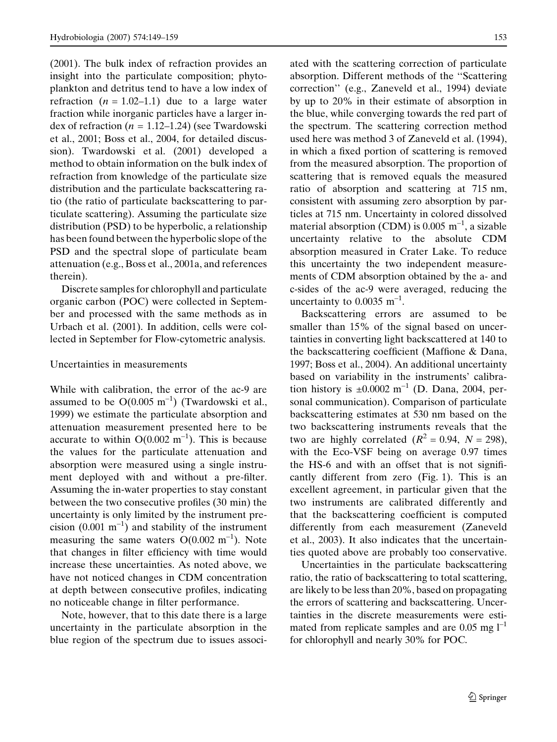(2001). The bulk index of refraction provides an insight into the particulate composition; phytoplankton and detritus tend to have a low index of refraction ($n = 1.02–1.1$) due to a large water fraction while inorganic particles have a larger index of refraction ($n = 1.12–1.24$) (see Twardowski et al., 2001; Boss et al., 2004, for detailed discussion). Twardowski et al. (2001) developed a method to obtain information on the bulk index of refraction from knowledge of the particulate size distribution and the particulate backscattering ratio (the ratio of particulate backscattering to particulate scattering). Assuming the particulate size distribution (PSD) to be hyperbolic, a relationship has been found between the hyperbolic slope of the PSD and the spectral slope of particulate beam attenuation (e.g., Boss et al., 2001a, and references therein).

Discrete samples for chlorophyll and particulate organic carbon (POC) were collected in September and processed with the same methods as in Urbach et al. (2001). In addition, cells were collected in September for Flow-cytometric analysis.

### Uncertainties in measurements

While with calibration, the error of the ac-9 are assumed to be O(0.005 $m^{-1}$) (Twardowski et al., 1999) we estimate the particulate absorption and attenuation measurement presented here to be accurate to within O(0.002 $m^{-1}$). This is because the values for the particulate attenuation and absorption were measured using a single instrument deployed with and without a pre-filter. Assuming the in-water properties to stay constant between the two consecutive profiles (30 min) the uncertainty is only limited by the instrument precision (0.001 $m^{-1}$) and stability of the instrument measuring the same waters O(0.002 $m^{-1}$). Note that changes in filter efficiency with time would increase these uncertainties. As noted above, we have not noticed changes in CDM concentration at depth between consecutive profiles, indicating no noticeable change in filter performance.

Note, however, that to this date there is a large uncertainty in the particulate absorption in the blue region of the spectrum due to issues associated with the scattering correction of particulate absorption. Different methods of the "Scattering correction" (e.g., Zaneveld et al., 1994) deviate by up to 20% in their estimate of absorption in the blue, while converging towards the red part of the spectrum. The scattering correction method used here was method 3 of Zaneveld et al. (1994), in which a fixed portion of scattering is removed from the measured absorption. The proportion of scattering that is removed equals the measured ratio of absorption and scattering at 715 nm, consistent with assuming zero absorption by particles at 715 nm. Uncertainty in colored dissolved material absorption (CDM) is 0.005 $m^{-1}$, a sizable uncertainty relative to the absolute CDM absorption measured in Crater Lake. To reduce this uncertainty the two independent measurements of CDM absorption obtained by the a- and c-sides of the ac-9 were averaged, reducing the uncertainty to 0.0035 $m^{-1}$.

Backscattering errors are assumed to be smaller than 15% of the signal based on uncertainties in converting light backscattered at 140 to the backscattering coefficient (Maffione & Dana, 1997; Boss et al., 2004). An additional uncertainty based on variability in the instruments' calibration history is ±0.0002 $m^{-1}$ (D. Dana, 2004, personal communication). Comparison of particulate backscattering estimates at 530 nm based on the two backscattering instruments reveals that the two are highly correlated ($R^2 = 0.94$, $N = 298$), with the Eco-VSF being on average 0.97 times the HS-6 and with an offset that is not significantly different from zero (Fig. 1). This is an excellent agreement, in particular given that the two instruments are calibrated differently and that the backscattering coefficient is computed differently from each measurement (Zaneveld et al., 2003). It also indicates that the uncertainties quoted above are probably too conservative.

Uncertainties in the particulate backscattering ratio, the ratio of backscattering to total scattering, are likely to be less than 20%, based on propagating the errors of scattering and backscattering. Uncertainties in the discrete measurements were estimated from replicate samples and are 0.05 mg $l^{-1}$ for chlorophyll and nearly 30% for POC.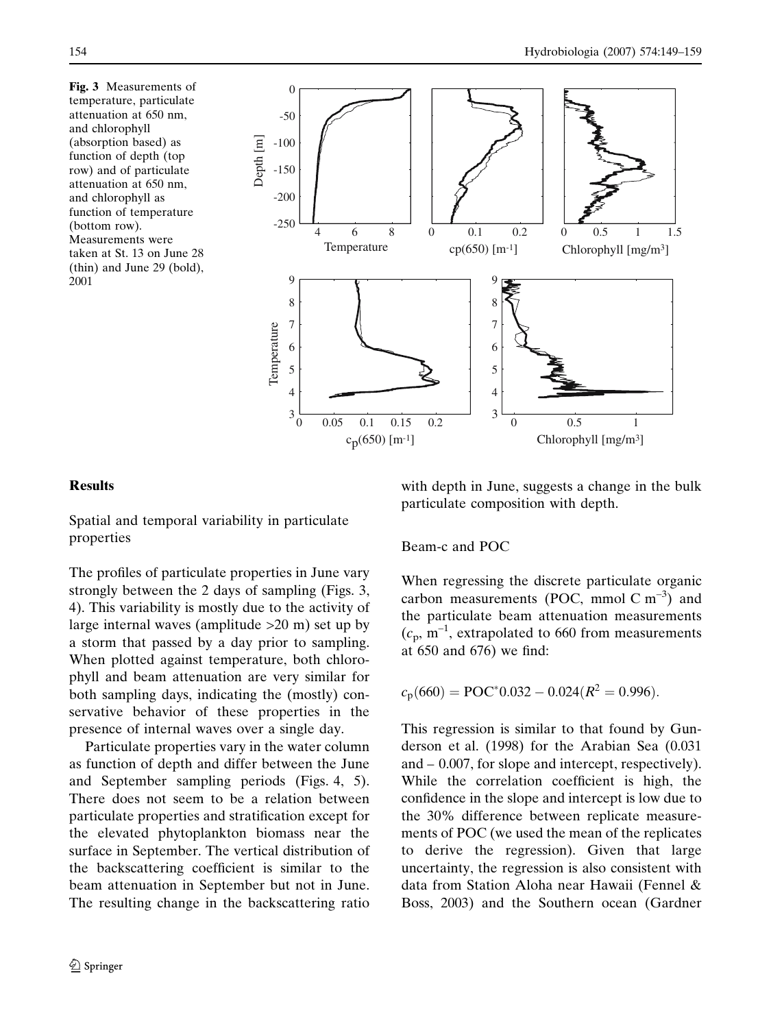**Fig. 3** Measurements of temperature, particulate attenuation at 650 nm, and chlorophyll (absorption based) as function of depth (top row) and of particulate attenuation at 650 nm, and chlorophyll as function of temperature (bottom row). Measurements were taken at St. 13 on June 28 (thin) and June 29 (bold), 2001

## Results

### Spatial and temporal variability in particulate properties

The profiles of particulate properties in June vary strongly between the 2 days of sampling (Figs. 3, 4). This variability is mostly due to the activity of large internal waves (amplitude >20 m) set up by a storm that passed by a day prior to sampling. When plotted against temperature, both chlorophyll and beam attenuation are very similar for both sampling days, indicating the (mostly) conservative behavior of these properties in the presence of internal waves over a single day.

Particulate properties vary in the water column as function of depth and differ between the June and September sampling periods (Figs. 4, 5). There does not seem to be a relation between particulate properties and stratification except for the elevated phytoplankton biomass near the surface in September. The vertical distribution of the backscattering coefficient is similar to the beam attenuation in September but not in June. The resulting change in the backscattering ratio with depth in June, suggests a change in the bulk particulate composition with depth.

### Beam-c and POC

When regressing the discrete particulate organic carbon measurements (POC, mmol C $m^{-3}$) and the particulate beam attenuation measurements ($c_p$, $m^{-1}$, extrapolated to 660 from measurements at 650 and 676) we find:

$$c_p(660) = \text{POC}^*0.032 - 0.024 (R^2 = 0.996).$$

This regression is similar to that found by Gunderson et al. (1998) for the Arabian Sea (0.031 and – 0.007, for slope and intercept, respectively). While the correlation coefficient is high, the confidence in the slope and intercept is low due to the 30% difference between replicate measurements of POC (we used the mean of the replicates to derive the regression). Given that large uncertainty, the regression is also consistent with data from Station Aloha near Hawaii (Fennel & Boss, 2003) and the Southern ocean (Gardner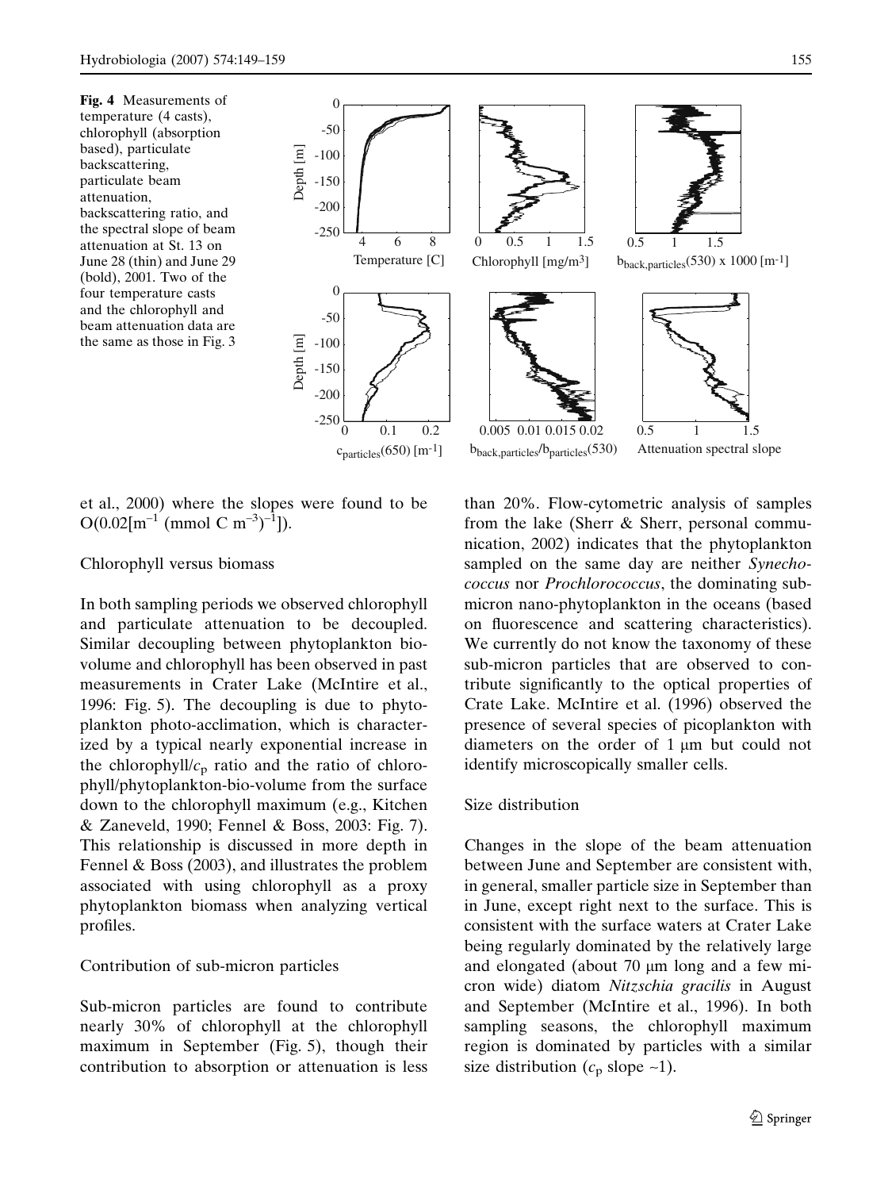**Fig. 4** Measurements of temperature (4 casts), chlorophyll (absorption based), particulate backscattering, particulate beam attenuation, backscattering ratio, and the spectral slope of beam attenuation at St. 13 on June 28 (thin) and June 29 (bold), 2001. Two of the four temperature casts and the chlorophyll and beam attenuation data are the same as those in Fig. 3

et al., 2000) where the slopes were found to be O(0.02[$m^{-1}$ (mmol C $m^{-3}$)$^{-1}$]).

## Chlorophyll versus biomass

In both sampling periods we observed chlorophyll and particulate attenuation to be decoupled. Similar decoupling between phytoplankton bio-volume and chlorophyll has been observed in past measurements in Crater Lake (McIntire et al., 1996: Fig. 5). The decoupling is due to phytoplankton photo-acclimation, which is characterized by a typical nearly exponential increase in the chlorophyll/$c_p$ ratio and the ratio of chlorophyll/phytoplankton-bio-volume from the surface down to the chlorophyll maximum (e.g., Kitchen & Zaneveld, 1990; Fennel & Boss, 2003: Fig. 7). This relationship is discussed in more depth in Fennel & Boss (2003), and illustrates the problem associated with using chlorophyll as a proxy phytoplankton biomass when analyzing vertical profiles.

## Contribution of sub-micron particles

Sub-micron particles are found to contribute nearly 30% of chlorophyll at the chlorophyll maximum in September (Fig. 5), though their contribution to absorption or attenuation is less than 20%. Flow-cytometric analysis of samples from the lake (Sherr & Sherr, personal communication, 2002) indicates that the phytoplankton sampled on the same day are neither *Synechococcus* nor *Prochlorococcus*, the dominating sub-micron nano-phytoplankton in the oceans (based on fluorescence and scattering characteristics). We currently do not know the taxonomy of these sub-micron particles that are observed to contribute significantly to the optical properties of Crate Lake. McIntire et al. (1996) observed the presence of several species of picoplankton with diameters on the order of 1 μm but could not identify microscopically smaller cells.

## Size distribution

Changes in the slope of the beam attenuation between June and September are consistent with, in general, smaller particle size in September than in June, except right next to the surface. This is consistent with the surface waters at Crater Lake being regularly dominated by the relatively large and elongated (about 70 μm long and a few micron wide) diatom *Nitzschia gracilis* in August and September (McIntire et al., 1996). In both sampling seasons, the chlorophyll maximum region is dominated by particles with a similar size distribution ($c_p$ slope ~1).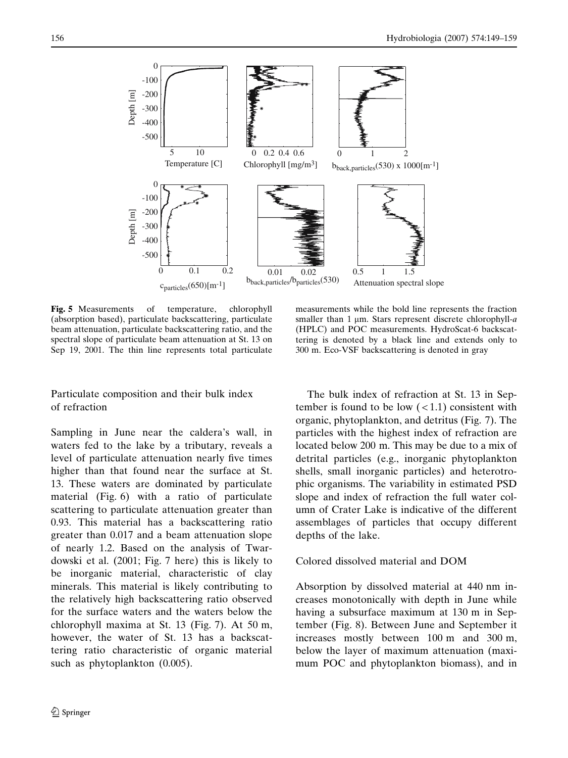**Fig. 5** Measurements of temperature, chlorophyll (absorption based), particulate backscattering, particulate beam attenuation, particulate backscattering ratio, and the spectral slope of particulate beam attenuation at St. 13 on Sep 19, 2001. The thin line represents total particulate measurements while the bold line represents the fraction smaller than 1 μm. Stars represent discrete chlorophyll-*a* (HPLC) and POC measurements. HydroScat-6 backscattering is denoted by a black line and extends only to 300 m. Eco-VSF backscattering is denoted in gray

## Particulate composition and their bulk index of refraction

Sampling in June near the caldera's wall, in waters fed to the lake by a tributary, reveals a level of particulate attenuation nearly five times higher than that found near the surface at St. 13. These waters are dominated by particulate material (Fig. 6) with a ratio of particulate scattering to particulate attenuation greater than 0.93. This material has a backscattering ratio greater than 0.017 and a beam attenuation slope of nearly 1.2. Based on the analysis of Twardowski et al. (2001; Fig. 7 here) this is likely to be inorganic material, characteristic of clay minerals. This material is likely contributing to the relatively high backscattering ratio observed for the surface waters and the waters below the chlorophyll maxima at St. 13 (Fig. 7). At 50 m, however, the water of St. 13 has a backscattering ratio characteristic of organic material such as phytoplankton (0.005).

The bulk index of refraction at St. 13 in September is found to be low ($< 1.1$) consistent with organic, phytoplankton, and detritus (Fig. 7). The particles with the highest index of refraction are located below 200 m. This may be due to a mix of detrital particles (e.g., inorganic phytoplankton shells, small inorganic particles) and heterotrophic organisms. The variability in estimated PSD slope and index of refraction the full water column of Crater Lake is indicative of the different assemblages of particles that occupy different depths of the lake.

## Colored dissolved material and DOM

Absorption by dissolved material at 440 nm increases monotonically with depth in June while having a subsurface maximum at 130 m in September (Fig. 8). Between June and September it increases mostly between 100 m and 300 m, below the layer of maximum attenuation (maximum POC and phytoplankton biomass), and in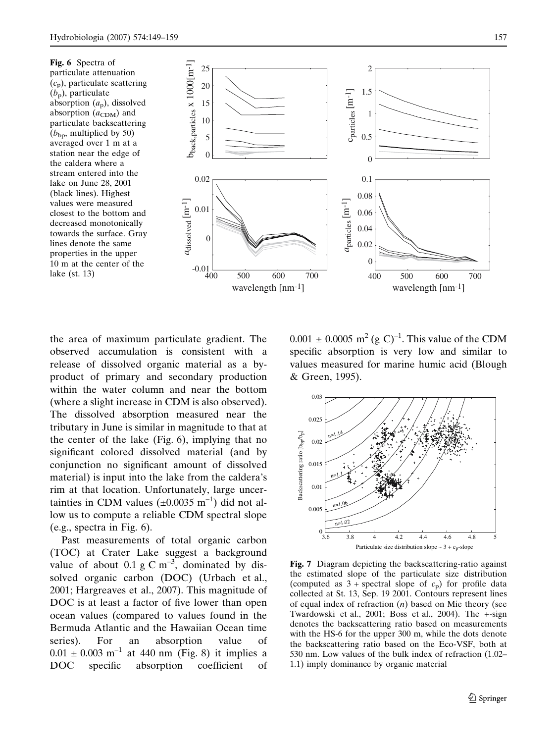**Fig. 6** Spectra of particulate attenuation ($c_p$), particulate scattering ($b_p$), particulate absorption ($a_p$), dissolved absorption ($a_{CDM}$) and particulate backscattering ($b_{bp}$, multiplied by 50) averaged over 1 m at a station near the edge of the caldera where a stream entered into the lake on June 28, 2001 (black lines). Highest values were measured closest to the bottom and decreased monotonically towards the surface. Gray lines denote the same properties in the upper 10 m at the center of the lake (st. 13)

the area of maximum particulate gradient. The observed accumulation is consistent with a release of dissolved organic material as a by-product of primary and secondary production within the water column and near the bottom (where a slight increase in CDM is also observed). The dissolved absorption measured near the tributary in June is similar in magnitude to that at the center of the lake (Fig. 6), implying that no significant colored dissolved material (and by conjunction no significant amount of dissolved material) is input into the lake from the caldera's rim at that location. Unfortunately, large uncertainties in CDM values ($\pm 0.0035$ m$^{-1}$) did not allow us to compute a reliable CDM spectral slope (e.g., spectra in Fig. 6).

Past measurements of total organic carbon (TOC) at Crater Lake suggest a background value of about 0.1 g C m$^{-3}$, dominated by dissolved organic carbon (DOC) (Urbach et al., 2001; Hargreaves et al., 2007). This magnitude of DOC is at least a factor of five lower than open ocean values (compared to values found in the Bermuda Atlantic and the Hawaiian Ocean time series). For an absorption value of $0.01 \pm 0.003$ m$^{-1}$ at 440 nm (Fig. 8) it implies a DOC specific absorption coefficient of $0.001 \pm 0.0005$ m$^2$ (g C)$^{-1}$. This value of the CDM specific absorption is very low and similar to values measured for marine humic acid (Blough & Green, 1995).

**Fig. 7** Diagram depicting the backscattering-ratio against the estimated slope of the particulate size distribution (computed as 3 + spectral slope of $c_p$) for profile data collected at St. 13, Sep. 19 2001. Contours represent lines of equal index of refraction ($n$) based on Mie theory (see Twardowski et al., 2001; Boss et al., 2004). The +-sign denotes the backscattering ratio based on measurements with the HS-6 for the upper 300 m, while the dots denote the backscattering ratio based on the Eco-VSF, both at 530 nm. Low values of the bulk index of refraction (1.02–1.1) imply dominance by organic material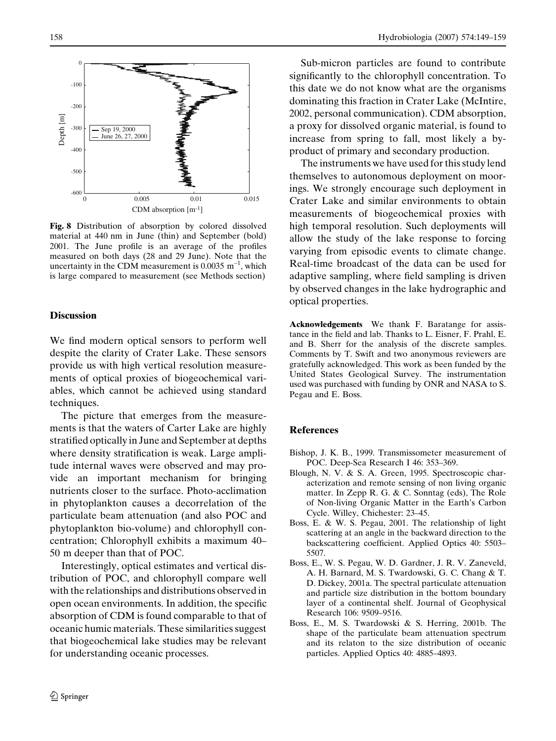Fig. 8 Distribution of absorption by colored dissolved material at 440 nm in June (thin) and September (bold) 2001. The June profile is an average of the profiles measured on both days (28 and 29 June). Note that the uncertainty in the CDM measurement is 0.0035 $m^{-1}$, which is large compared to measurement (see Methods section)

## Discussion

We find modern optical sensors to perform well despite the clarity of Crater Lake. These sensors provide us with high vertical resolution measurements of optical proxies of biogeochemical variables, which cannot be achieved using standard techniques.

The picture that emerges from the measurements is that the waters of Carter Lake are highly stratified optically in June and September at depths where density stratification is weak. Large amplitude internal waves were observed and may provide an important mechanism for bringing nutrients closer to the surface. Photo-acclimation in phytoplankton causes a decorrelation of the particulate beam attenuation (and also POC and phytoplankton bio-volume) and chlorophyll concentration; Chlorophyll exhibits a maximum 40–50 m deeper than that of POC.

Interestingly, optical estimates and vertical distribution of POC, and chlorophyll compare well with the relationships and distributions observed in open ocean environments. In addition, the specific absorption of CDM is found comparable to that of oceanic humic materials. These similarities suggest that biogeochemical lake studies may be relevant for understanding oceanic processes.

Sub-micron particles are found to contribute significantly to the chlorophyll concentration. To this date we do not know what are the organisms dominating this fraction in Crater Lake (McIntire, 2002, personal communication). CDM absorption, a proxy for dissolved organic material, is found to increase from spring to fall, most likely a by-product of primary and secondary production.

The instruments we have used for this study lend themselves to autonomous deployment on moorings. We strongly encourage such deployment in Crater Lake and similar environments to obtain measurements of biogeochemical proxies with high temporal resolution. Such deployments will allow the study of the lake response to forcing varying from episodic events to climate change. Real-time broadcast of the data can be used for adaptive sampling, where field sampling is driven by observed changes in the lake hydrographic and optical properties.

**Acknowledgements** We thank F. Baratange for assistance in the field and lab. Thanks to L. Eisner, F. Prahl, E. and B. Sherr for the analysis of the discrete samples. Comments by T. Swift and two anonymous reviewers are gratefully acknowledged. This work as been funded by the United States Geological Survey. The instrumentation used was purchased with funding by ONR and NASA to S. Pegau and E. Boss.

## References

Bishop, J. K. B., 1999. Transmissometer measurement of POC. Deep-Sea Research I 46: 353–369.

Blough, N. V. & S. A. Green, 1995. Spectroscopic characterization and remote sensing of non living organic matter. In Zepp R. G. & C. Sonntag (eds), The Role of Non-living Organic Matter in the Earth's Carbon Cycle. Willey, Chichester: 23–45.

Boss, E. & W. S. Pegau, 2001. The relationship of light scattering at an angle in the backward direction to the backscattering coefficient. Applied Optics 40: 5503–5507.

Boss, E., W. S. Pegau, W. D. Gardner, J. R. V. Zaneveld, A. H. Barnard, M. S. Twardowski, G. C. Chang & T. D. Dickey, 2001a. The spectral particulate attenuation and particle size distribution in the bottom boundary layer of a continental shelf. Journal of Geophysical Research 106: 9509–9516.

Boss, E., M. S. Twardowski & S. Herring, 2001b. The shape of the particulate beam attenuation spectrum and its relaton to the size distribution of oceanic particles. Applied Optics 40: 4885–4893.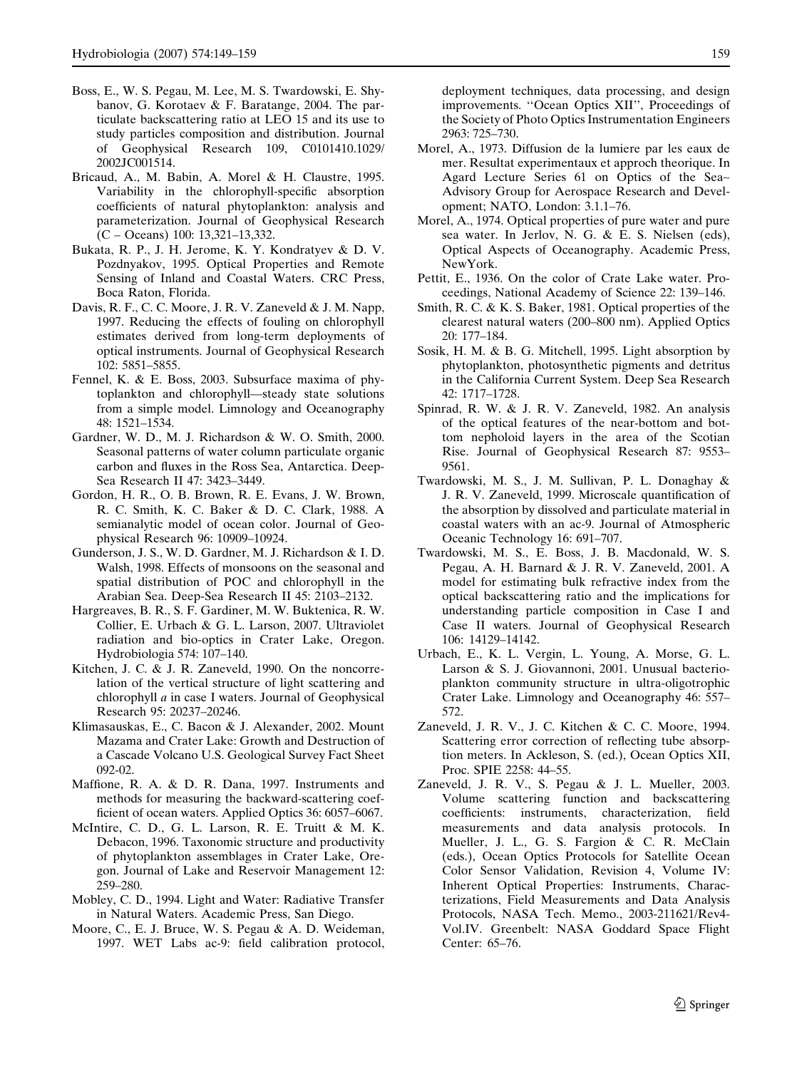Boss, E., W. S. Pegau, M. Lee, M. S. Twardowski, E. Shybanov, G. Korotaev & F. Baratange, 2004. The particulate backscattering ratio at LEO 15 and its use to study particles composition and distribution. Journal of Geophysical Research 109, C0101410.1029/2002JC001514.

Bricaud, A., M. Babin, A. Morel & H. Claustre, 1995. Variability in the chlorophyll-specific absorption coefficients of natural phytoplankton: analysis and parameterization. Journal of Geophysical Research (C – Oceans) 100: 13,321–13,332.

Bukata, R. P., J. H. Jerome, K. Y. Kondratyev & D. V. Pozdnyakov, 1995. Optical Properties and Remote Sensing of Inland and Coastal Waters. CRC Press, Boca Raton, Florida.

Davis, R. F., C. C. Moore, J. R. V. Zaneveld & J. M. Napp, 1997. Reducing the effects of fouling on chlorophyll estimates derived from long-term deployments of optical instruments. Journal of Geophysical Research 102: 5851–5855.

Fennel, K. & E. Boss, 2003. Subsurface maxima of phytoplankton and chlorophyll—steady state solutions from a simple model. Limnology and Oceanography 48: 1521–1534.

Gardner, W. D., M. J. Richardson & W. O. Smith, 2000. Seasonal patterns of water column particulate organic carbon and fluxes in the Ross Sea, Antarctica. Deep-Sea Research II 47: 3423–3449.

Gordon, H. R., O. B. Brown, R. E. Evans, J. W. Brown, R. C. Smith, K. C. Baker & D. C. Clark, 1988. A semianalytic model of ocean color. Journal of Geophysical Research 96: 10909–10924.

Gunderson, J. S., W. D. Gardner, M. J. Richardson & I. D. Walsh, 1998. Effects of monsoons on the seasonal and spatial distribution of POC and chlorophyll in the Arabian Sea. Deep-Sea Research II 45: 2103–2132.

Hargreaves, B. R., S. F. Gardiner, M. W. Buktenica, R. W. Collier, E. Urbach & G. L. Larson, 2007. Ultraviolet radiation and bio-optics in Crater Lake, Oregon. Hydrobiologia 574: 107–140.

Kitchen, J. C. & J. R. Zaneveld, 1990. On the noncorrelation of the vertical structure of light scattering and chlorophyll *a* in case I waters. Journal of Geophysical Research 95: 20237–20246.

Klimasauskas, E., C. Bacon & J. Alexander, 2002. Mount Mazama and Crater Lake: Growth and Destruction of a Cascade Volcano U.S. Geological Survey Fact Sheet 092-02.

Maffione, R. A. & D. R. Dana, 1997. Instruments and methods for measuring the backward-scattering coefficient of ocean waters. Applied Optics 36: 6057–6067.

McIntire, C. D., G. L. Larson, R. E. Truitt & M. K. Debacon, 1996. Taxonomic structure and productivity of phytoplankton assemblages in Crater Lake, Oregon. Journal of Lake and Reservoir Management 12: 259–280.

Mobley, C. D., 1994. Light and Water: Radiative Transfer in Natural Waters. Academic Press, San Diego.

Moore, C., E. J. Bruce, W. S. Pegau & A. D. Weideman, 1997. WET Labs ac-9: field calibration protocol, deployment techniques, data processing, and design improvements. ''Ocean Optics XII'', Proceedings of the Society of Photo Optics Instrumentation Engineers 2963: 725–730.

Morel, A., 1973. Diffusion de la lumiere par les eaux de mer. Resultat experimentaux et approch theorique. In Agard Lecture Series 61 on Optics of the Sea–Advisory Group for Aerospace Research and Development; NATO, London: 3.1.1–76.

Morel, A., 1974. Optical properties of pure water and pure sea water. In Jerlov, N. G. & E. S. Nielsen (eds), Optical Aspects of Oceanography. Academic Press, NewYork.

Pettit, E., 1936. On the color of Crate Lake water. Proceedings, National Academy of Science 22: 139–146.

Smith, R. C. & K. S. Baker, 1981. Optical properties of the clearest natural waters (200–800 nm). Applied Optics 20: 177–184.

Sosik, H. M. & B. G. Mitchell, 1995. Light absorption by phytoplankton, photosynthetic pigments and detritus in the California Current System. Deep Sea Research 42: 1717–1728.

Spinrad, R. W. & J. R. V. Zaneveld, 1982. An analysis of the optical features of the near-bottom and bottom nepholoid layers in the area of the Scotian Rise. Journal of Geophysical Research 87: 9553–9561.

Twardowski, M. S., J. M. Sullivan, P. L. Donaghay & J. R. V. Zaneveld, 1999. Microscale quantification of the absorption by dissolved and particulate material in coastal waters with an ac-9. Journal of Atmospheric Oceanic Technology 16: 691–707.

Twardowski, M. S., E. Boss, J. B. Macdonald, W. S. Pegau, A. H. Barnard & J. R. V. Zaneveld, 2001. A model for estimating bulk refractive index from the optical backscattering ratio and the implications for understanding particle composition in Case I and Case II waters. Journal of Geophysical Research 106: 14129–14142.

Urbach, E., K. L. Vergin, L. Young, A. Morse, G. L. Larson & S. J. Giovannoni, 2001. Unusual bacterioplankton community structure in ultra-oligotrophic Crater Lake. Limnology and Oceanography 46: 557–572.

Zaneveld, J. R. V., J. C. Kitchen & C. C. Moore, 1994. Scattering error correction of reflecting tube absorption meters. In Ackleson, S. (ed.), Ocean Optics XII, Proc. SPIE 2258: 44–55.

Zaneveld, J. R. V., S. Pegau & J. L. Mueller, 2003. Volume scattering function and backscattering coefficients: instruments, characterization, field measurements and data analysis protocols. In Mueller, J. L., G. S. Fargion & C. R. McClain (eds.), Ocean Optics Protocols for Satellite Ocean Color Sensor Validation, Revision 4, Volume IV: Inherent Optical Properties: Instruments, Characterizations, Field Measurements and Data Analysis Protocols, NASA Tech. Memo., 2003-211621/Rev4-Vol.IV. Greenbelt: NASA Goddard Space Flight Center: 65–76.